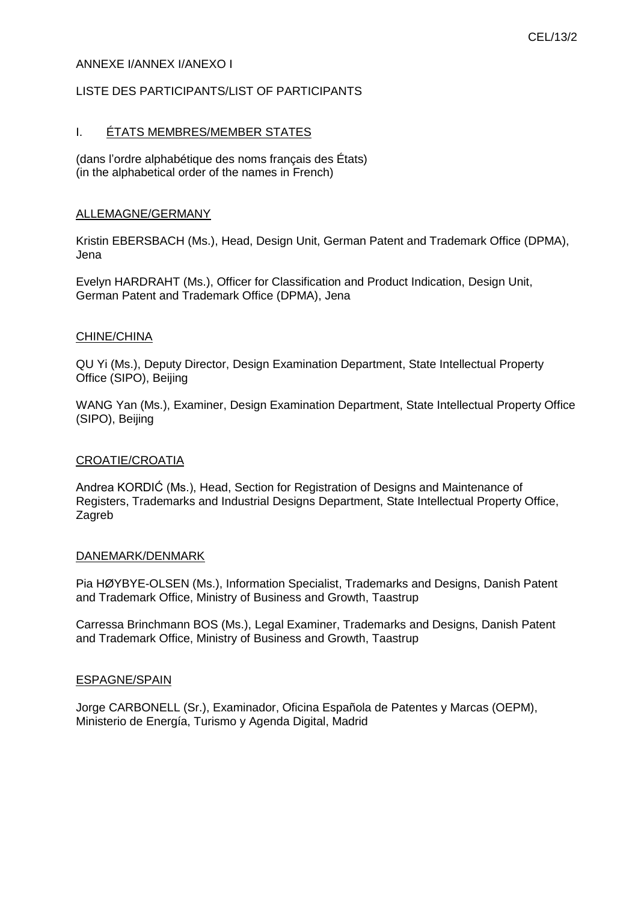ANNEXE I/ANNEX I/ANEXO I

LISTE DES PARTICIPANTS/LIST OF PARTICIPANTS

## I. ÉTATS MEMBRES/MEMBER STATES

(dans l'ordre alphabétique des noms français des États)
(in the alphabetical order of the names in French)

### ALLEMAGNE/GERMANY

Kristin EBERSBACH (Ms.), Head, Design Unit, German Patent and Trademark Office (DPMA), Jena

Evelyn HARDRAHT (Ms.), Officer for Classification and Product Indication, Design Unit, German Patent and Trademark Office (DPMA), Jena

### CHINE/CHINA

QU Yi (Ms.), Deputy Director, Design Examination Department, State Intellectual Property Office (SIPO), Beijing

WANG Yan (Ms.), Examiner, Design Examination Department, State Intellectual Property Office (SIPO), Beijing

### CROATIE/CROATIA

Andrea KORDIĆ (Ms.), Head, Section for Registration of Designs and Maintenance of Registers, Trademarks and Industrial Designs Department, State Intellectual Property Office, Zagreb

### DANEMARK/DENMARK

Pia HØYBYE-OLSEN (Ms.), Information Specialist, Trademarks and Designs, Danish Patent and Trademark Office, Ministry of Business and Growth, Taastrup

Carressa Brinchmann BOS (Ms.), Legal Examiner, Trademarks and Designs, Danish Patent and Trademark Office, Ministry of Business and Growth, Taastrup

### ESPAGNE/SPAIN

Jorge CARBONELL (Sr.), Examinador, Oficina Española de Patentes y Marcas (OEPM), Ministerio de Energía, Turismo y Agenda Digital, Madrid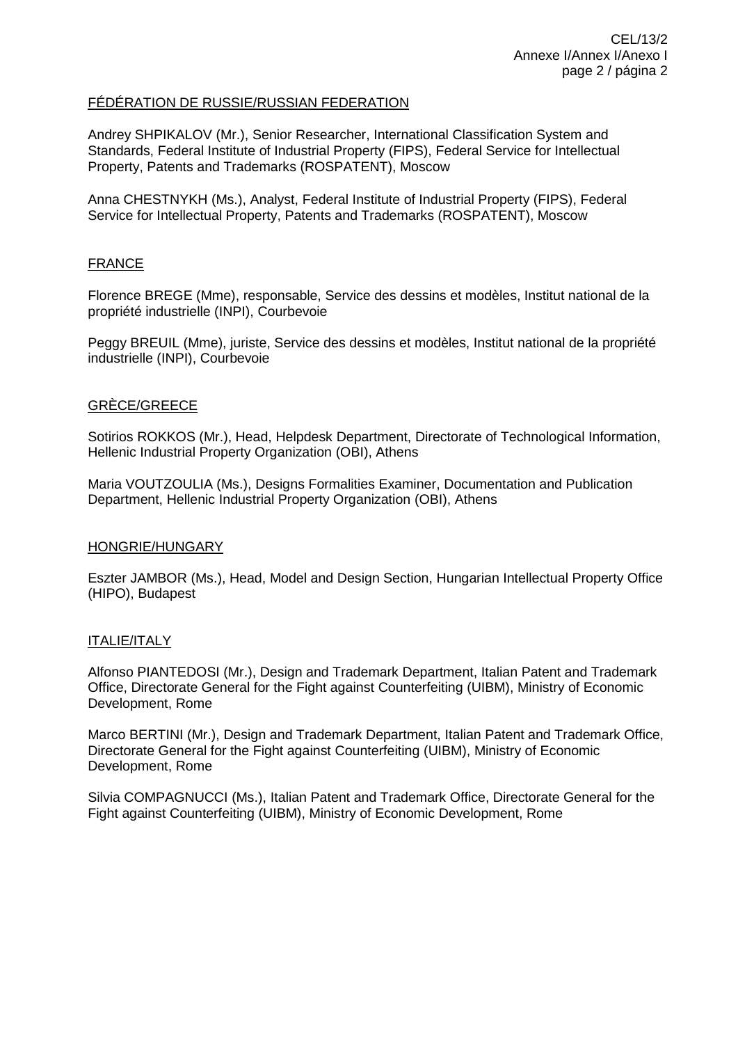FÉDÉRATION DE RUSSIE/RUSSIAN FEDERATION

Andrey SHPIKALOV (Mr.), Senior Researcher, International Classification System and Standards, Federal Institute of Industrial Property (FIPS), Federal Service for Intellectual Property, Patents and Trademarks (ROSPATENT), Moscow

Anna CHESTNYKH (Ms.), Analyst, Federal Institute of Industrial Property (FIPS), Federal Service for Intellectual Property, Patents and Trademarks (ROSPATENT), Moscow

FRANCE

Florence BREGE (Mme), responsable, Service des dessins et modèles, Institut national de la propriété industrielle (INPI), Courbevoie

Peggy BREUIL (Mme), juriste, Service des dessins et modèles, Institut national de la propriété industrielle (INPI), Courbevoie

GRÈCE/GREECE

Sotirios ROKKOS (Mr.), Head, Helpdesk Department, Directorate of Technological Information, Hellenic Industrial Property Organization (OBI), Athens

Maria VOUTZOULIA (Ms.), Designs Formalities Examiner, Documentation and Publication Department, Hellenic Industrial Property Organization (OBI), Athens

HONGRIE/HUNGARY

Eszter JAMBOR (Ms.), Head, Model and Design Section, Hungarian Intellectual Property Office (HIPO), Budapest

ITALIE/ITALY

Alfonso PIANTEDOSI (Mr.), Design and Trademark Department, Italian Patent and Trademark Office, Directorate General for the Fight against Counterfeiting (UIBM), Ministry of Economic Development, Rome

Marco BERTINI (Mr.), Design and Trademark Department, Italian Patent and Trademark Office, Directorate General for the Fight against Counterfeiting (UIBM), Ministry of Economic Development, Rome

Silvia COMPAGNUCCI (Ms.), Italian Patent and Trademark Office, Directorate General for the Fight against Counterfeiting (UIBM), Ministry of Economic Development, Rome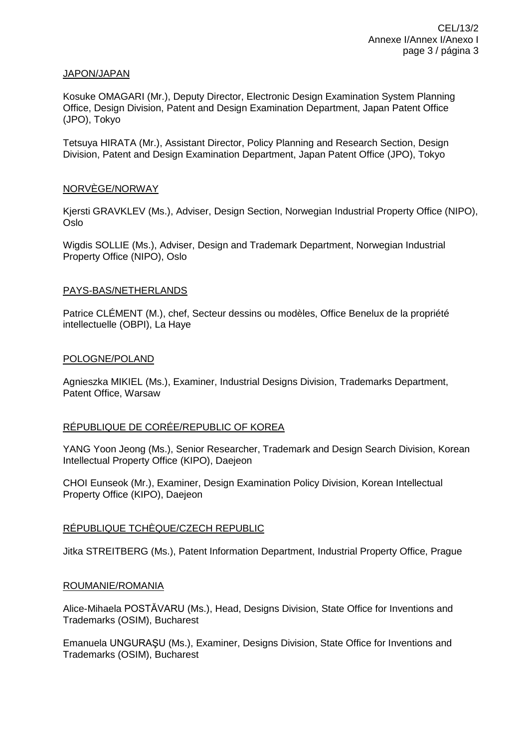JAPON/JAPAN

Kosuke OMAGARI (Mr.), Deputy Director, Electronic Design Examination System Planning Office, Design Division, Patent and Design Examination Department, Japan Patent Office (JPO), Tokyo

Tetsuya HIRATA (Mr.), Assistant Director, Policy Planning and Research Section, Design Division, Patent and Design Examination Department, Japan Patent Office (JPO), Tokyo

NORVÈGE/NORWAY

Kjersti GRAVKLEV (Ms.), Adviser, Design Section, Norwegian Industrial Property Office (NIPO), Oslo

Wigdis SOLLIE (Ms.), Adviser, Design and Trademark Department, Norwegian Industrial Property Office (NIPO), Oslo

PAYS-BAS/NETHERLANDS

Patrice CLÉMENT (M.), chef, Secteur dessins ou modèles, Office Benelux de la propriété intellectuelle (OBPI), La Haye

POLOGNE/POLAND

Agnieszka MIKIEL (Ms.), Examiner, Industrial Designs Division, Trademarks Department, Patent Office, Warsaw

RÉPUBLIQUE DE CORÉE/REPUBLIC OF KOREA

YANG Yoon Jeong (Ms.), Senior Researcher, Trademark and Design Search Division, Korean Intellectual Property Office (KIPO), Daejeon

CHOI Eunseok (Mr.), Examiner, Design Examination Policy Division, Korean Intellectual Property Office (KIPO), Daejeon

RÉPUBLIQUE TCHÈQUE/CZECH REPUBLIC

Jitka STREITBERG (Ms.), Patent Information Department, Industrial Property Office, Prague

ROUMANIE/ROMANIA

Alice-Mihaela POSTĂVARU (Ms.), Head, Designs Division, State Office for Inventions and Trademarks (OSIM), Bucharest

Emanuela UNGURAŞU (Ms.), Examiner, Designs Division, State Office for Inventions and Trademarks (OSIM), Bucharest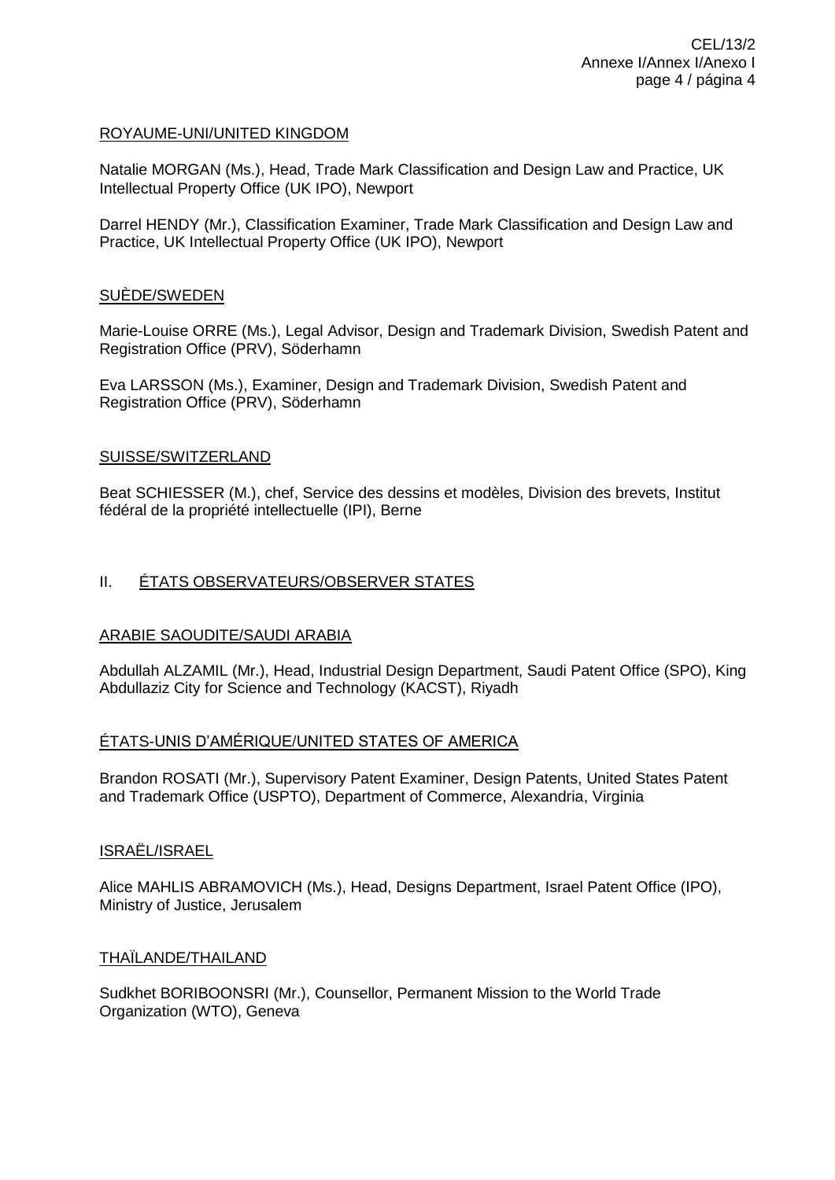<u>ROYAUME-UNI/UNITED KINGDOM</u>

Natalie MORGAN (Ms.), Head, Trade Mark Classification and Design Law and Practice, UK Intellectual Property Office (UK IPO), Newport

Darrel HENDY (Mr.), Classification Examiner, Trade Mark Classification and Design Law and Practice, UK Intellectual Property Office (UK IPO), Newport

<u>SUÈDE/SWEDEN</u>

Marie-Louise ORRE (Ms.), Legal Advisor, Design and Trademark Division, Swedish Patent and Registration Office (PRV), Söderhamn

Eva LARSSON (Ms.), Examiner, Design and Trademark Division, Swedish Patent and Registration Office (PRV), Söderhamn

<u>SUISSE/SWITZERLAND</u>

Beat SCHIESSER (M.), chef, Service des dessins et modèles, Division des brevets, Institut fédéral de la propriété intellectuelle (IPI), Berne

## II. <u>ÉTATS OBSERVATEURS/OBSERVER STATES</u>

<u>ARABIE SAOUDITE/SAUDI ARABIA</u>

Abdullah ALZAMIL (Mr.), Head, Industrial Design Department, Saudi Patent Office (SPO), King Abdullaziz City for Science and Technology (KACST), Riyadh

<u>ÉTATS-UNIS D'AMÉRIQUE/UNITED STATES OF AMERICA</u>

Brandon ROSATI (Mr.), Supervisory Patent Examiner, Design Patents, United States Patent and Trademark Office (USPTO), Department of Commerce, Alexandria, Virginia

<u>ISRAËL/ISRAEL</u>

Alice MAHLIS ABRAMOVICH (Ms.), Head, Designs Department, Israel Patent Office (IPO), Ministry of Justice, Jerusalem

<u>THAÏLANDE/THAILAND</u>

Sudkhet BORIBOONSRI (Mr.), Counsellor, Permanent Mission to the World Trade Organization (WTO), Geneva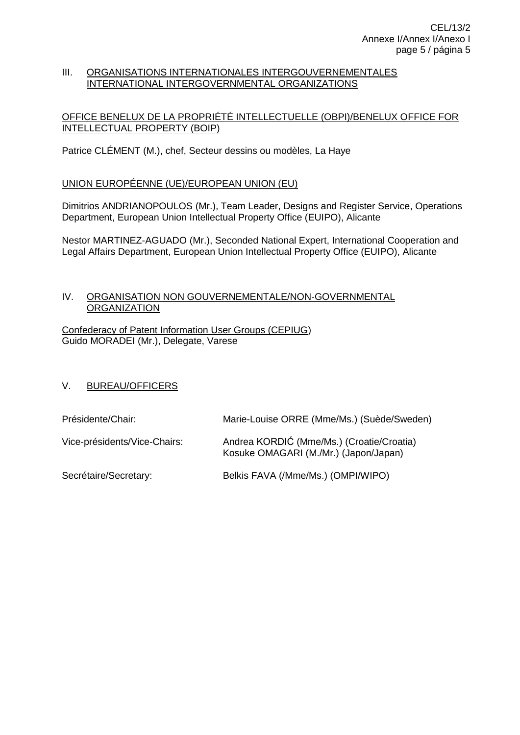## III. ORGANISATIONS INTERNATIONALES INTERGOUVERNEMENTALES INTERNATIONAL INTERGOVERNMENTAL ORGANIZATIONS

### OFFICE BENELUX DE LA PROPRIÉTÉ INTELLECTUELLE (OBPI)/BENELUX OFFICE FOR INTELLECTUAL PROPERTY (BOIP)

Patrice CLÉMENT (M.), chef, Secteur dessins ou modèles, La Haye

### UNION EUROPÉENNE (UE)/EUROPEAN UNION (EU)

Dimitrios ANDRIANOPOULOS (Mr.), Team Leader, Designs and Register Service, Operations Department, European Union Intellectual Property Office (EUIPO), Alicante

Nestor MARTINEZ-AGUADO (Mr.), Seconded National Expert, International Cooperation and Legal Affairs Department, European Union Intellectual Property Office (EUIPO), Alicante

## IV. ORGANISATION NON GOUVERNEMENTALE/NON-GOVERNMENTAL ORGANIZATION

Confederacy of Patent Information User Groups (CEPIUG)
Guido MORADEI (Mr.), Delegate, Varese

## V. BUREAU/OFFICERS

| | |
|---|---|
| Présidente/Chair: | Marie-Louise ORRE (Mme/Ms.) (Suède/Sweden) |
| Vice-présidents/Vice-Chairs: | Andrea KORDIĆ (Mme/Ms.) (Croatie/Croatia)<br>Kosuke OMAGARI (M./Mr.) (Japon/Japan) |
| Secrétaire/Secretary: | Belkis FAVA (/Mme/Ms.) (OMPI/WIPO) |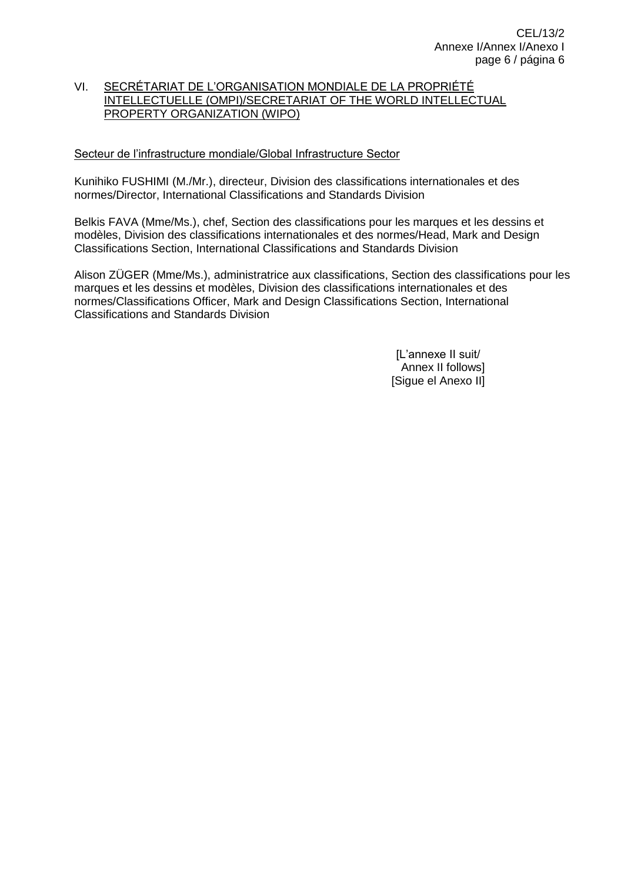## VI. SECRÉTARIAT DE L'ORGANISATION MONDIALE DE LA PROPRIÉTÉ INTELLECTUELLE (OMPI)/SECRETARIAT OF THE WORLD INTELLECTUAL PROPERTY ORGANIZATION (WIPO)

Secteur de l'infrastructure mondiale/Global Infrastructure Sector

Kunihiko FUSHIMI (M./Mr.), directeur, Division des classifications internationales et des normes/Director, International Classifications and Standards Division

Belkis FAVA (Mme/Ms.), chef, Section des classifications pour les marques et les dessins et modèles, Division des classifications internationales et des normes/Head, Mark and Design Classifications Section, International Classifications and Standards Division

Alison ZÜGER (Mme/Ms.), administratrice aux classifications, Section des classifications pour les marques et les dessins et modèles, Division des classifications internationales et des normes/Classifications Officer, Mark and Design Classifications Section, International Classifications and Standards Division

[L'annexe II suit/
Annex II follows]
[Sigue el Anexo II]